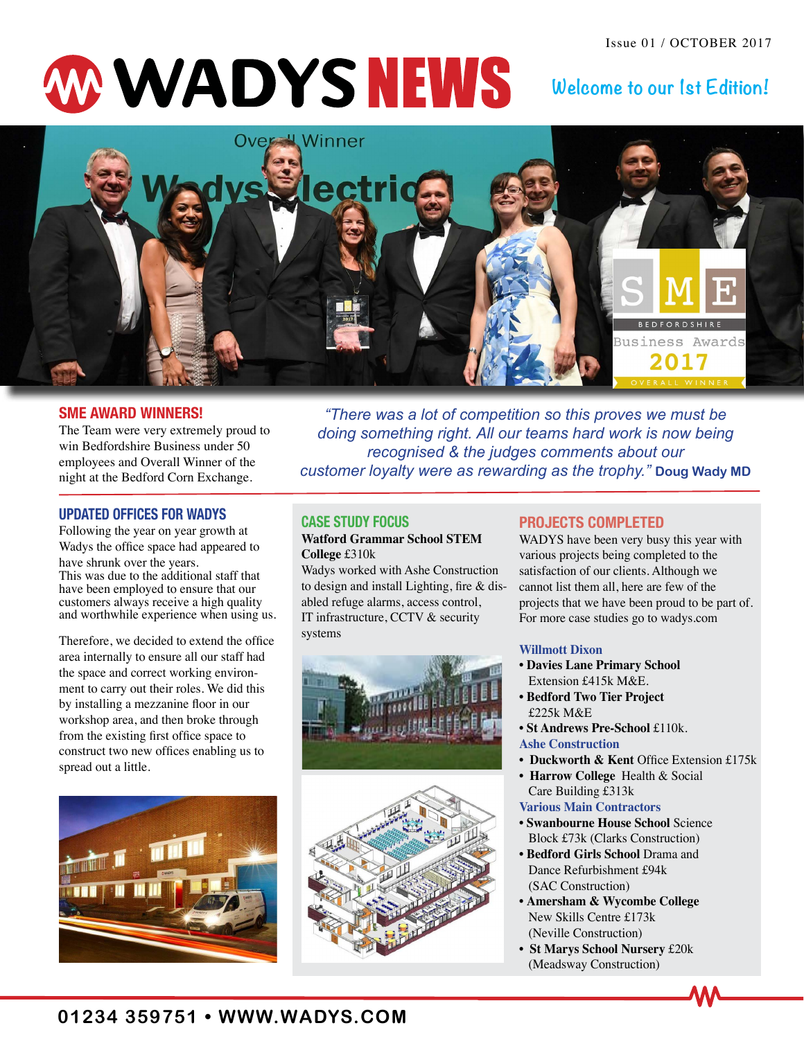Issue 01 / OCTOBER 2017

# WADYS NEWS

**Welcome to our 1st Edition!**

## SME AWARD WINNERS!

The Team were very extremely proud to win Bedfordshire Business under 50 employees and Overall Winner of the night at the Bedford Corn Exchange.

*"There was a lot of competition so this proves we must be doing something right. All our teams hard work is now being recognised & the judges comments about our customer loyalty were as rewarding as the trophy."* **Doug Wady MD**

## UPDATED OFFICES FOR WADYS

Following the year on year growth at Wadys the office space had appeared to have shrunk over the years.
This was due to the additional staff that have been employed to ensure that our customers always receive a high quality and worthwhile experience when using us.

Therefore, we decided to extend the office area internally to ensure all our staff had the space and correct working environment to carry out their roles. We did this by installing a mezzanine floor in our workshop area, and then broke through from the existing first office space to construct two new offices enabling us to spread out a little.

## CASE STUDY FOCUS

**Watford Grammar School STEM College** £310k

Wadys worked with Ashe Construction to design and install Lighting, fire & disabled refuge alarms, access control, IT infrastructure, CCTV & security systems

## PROJECTS COMPLETED

WADYS have been very busy this year with various projects being completed to the satisfaction of our clients. Although we cannot list them all, here are few of the projects that we have been proud to be part of. For more case studies go to wadys.com

### Willmott Dixon

- **Davies Lane Primary School** Extension £415k M&E.
- **Bedford Two Tier Project** £225k M&E
- **St Andrews Pre-School** £110k.

### Ashe Construction

- **Duckworth & Kent** Office Extension £175k
- **Harrow College** Health & Social Care Building £313k

### Various Main Contractors

- **Swanbourne House School** Science Block £73k (Clarks Construction)
- **Bedford Girls School** Drama and Dance Refurbishment £94k (SAC Construction)
- **Amersham & Wycombe College** New Skills Centre £173k (Neville Construction)
- **St Marys School Nursery** £20k (Meadsway Construction)

**01234 359751 • WWW.WADYS.COM**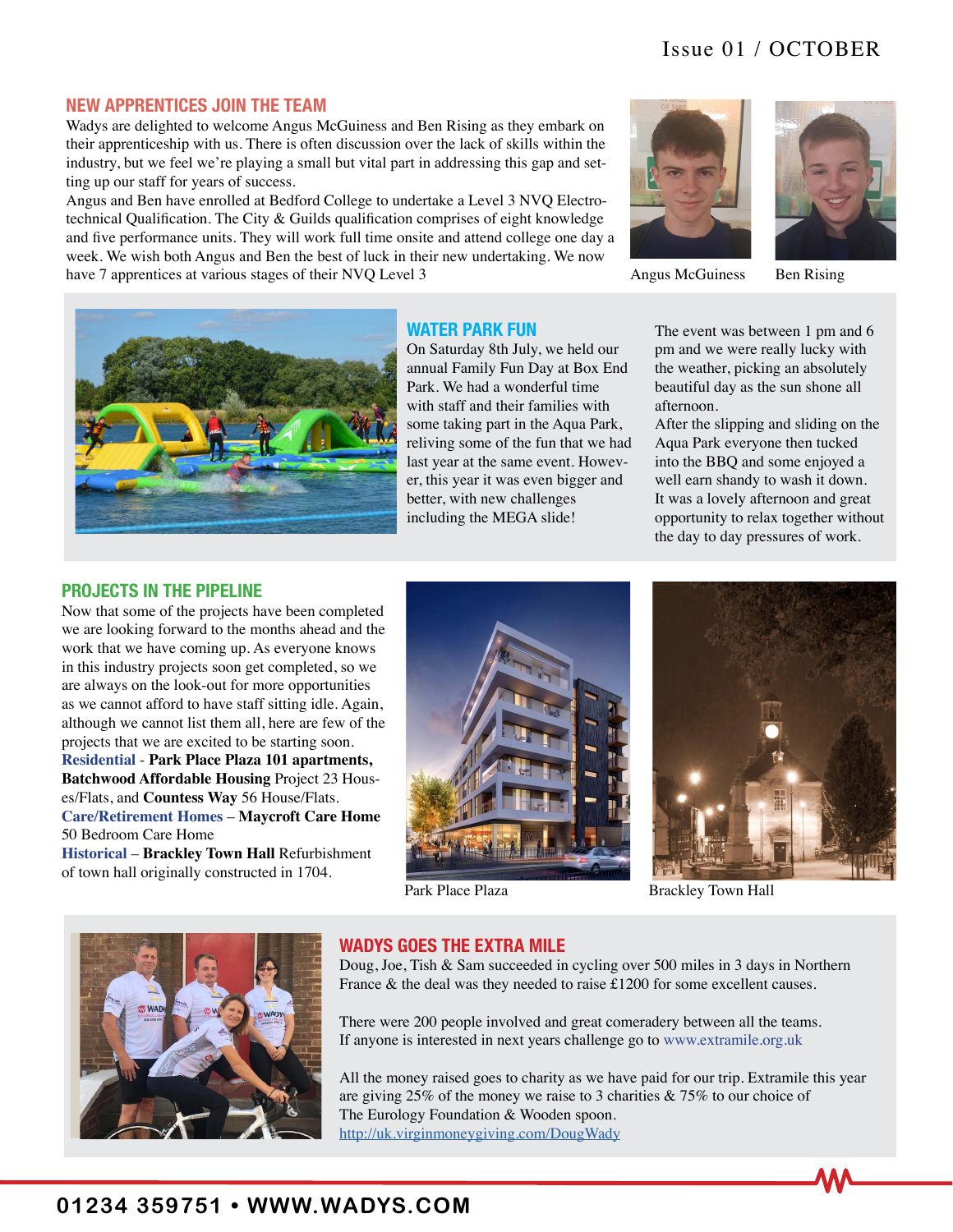## NEW APPRENTICES JOIN THE TEAM

Wadys are delighted to welcome Angus McGuiness and Ben Rising as they embark on their apprenticeship with us. There is often discussion over the lack of skills within the industry, but we feel we're playing a small but vital part in addressing this gap and setting up our staff for years of success.

Angus and Ben have enrolled at Bedford College to undertake a Level 3 NVQ Electrotechnical Qualification. The City & Guilds qualification comprises of eight knowledge and five performance units. They will work full time onsite and attend college one day a week. We wish both Angus and Ben the best of luck in their new undertaking. We now have 7 apprentices at various stages of their NVQ Level 3

Angus McGuiness

Ben Rising

## WATER PARK FUN

On Saturday 8th July, we held our annual Family Fun Day at Box End Park. We had a wonderful time with staff and their families with some taking part in the Aqua Park, reliving some of the fun that we had last year at the same event. However, this year it was even bigger and better, with new challenges including the MEGA slide!

The event was between 1 pm and 6 pm and we were really lucky with the weather, picking an absolutely beautiful day as the sun shone all afternoon.

After the slipping and sliding on the Aqua Park everyone then tucked into the BBQ and some enjoyed a well earn shandy to wash it down. It was a lovely afternoon and great opportunity to relax together without the day to day pressures of work.

## PROJECTS IN THE PIPELINE

Now that some of the projects have been completed we are looking forward to the months ahead and the work that we have coming up. As everyone knows in this industry projects soon get completed, so we are always on the look-out for more opportunities as we cannot afford to have staff sitting idle. Again, although we cannot list them all, here are few of the projects that we are excited to be starting soon.

**Residential** - **Park Place Plaza 101 apartments, Batchwood Affordable Housing** Project 23 Houses/Flats, and **Countess Way** 56 House/Flats.

**Care/Retirement Homes** – **Maycroft Care Home** 50 Bedroom Care Home

**Historical** – **Brackley Town Hall** Refurbishment of town hall originally constructed in 1704.

Park Place Plaza

Brackley Town Hall

## WADYS GOES THE EXTRA MILE

Doug, Joe, Tish & Sam succeeded in cycling over 500 miles in 3 days in Northern France & the deal was they needed to raise £1200 for some excellent causes.

There were 200 people involved and great comeradery between all the teams. If anyone is interested in next years challenge go to www.extramile.org.uk

All the money raised goes to charity as we have paid for our trip. Extramile this year are giving 25% of the money we raise to 3 charities & 75% to our choice of The Eurology Foundation & Wooden spoon.
http://uk.virginmoneygiving.com/DougWady

**01234 359751 • WWW.WADYS.COM**